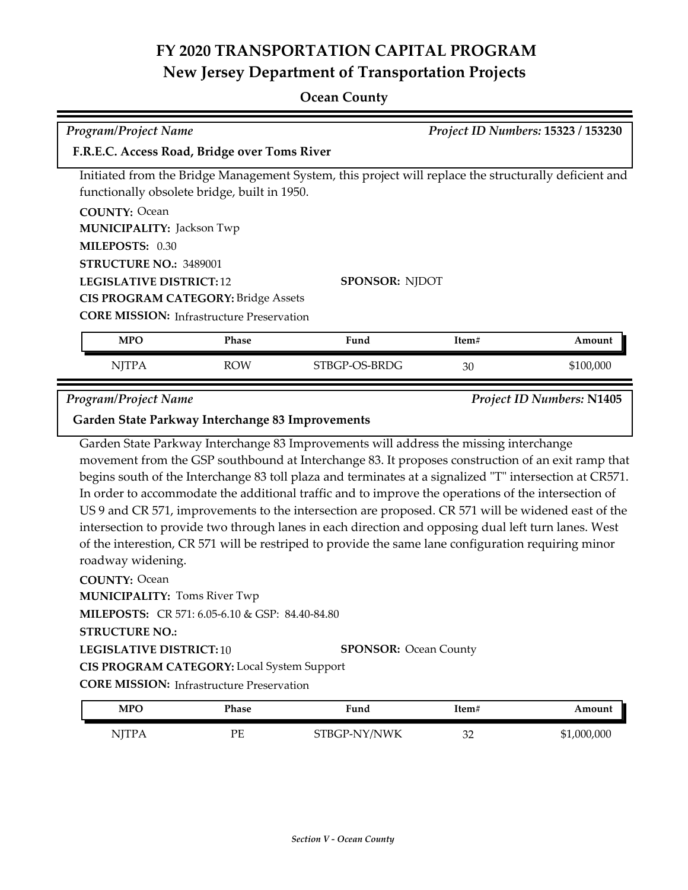# FY 2020 TRANSPORTATION CAPITAL PROGRAM
## New Jersey Department of Transportation Projects

### Ocean County

*Program/Project Name* — *Project ID Numbers:* **15323 / 153230**

**F.R.E.C. Access Road, Bridge over Toms River**

Initiated from the Bridge Management System, this project will replace the structurally deficient and functionally obsolete bridge, built in 1950.

**COUNTY:** Ocean
**MUNICIPALITY:** Jackson Twp
**MILEPOSTS:** 0.30
**STRUCTURE NO.:** 3489001
**LEGISLATIVE DISTRICT:** 12
**SPONSOR:** NJDOT
**CIS PROGRAM CATEGORY:** Bridge Assets
**CORE MISSION:** Infrastructure Preservation

| MPO | Phase | Fund | Item# | Amount |
|---|---|---|---|---|
| NJTPA | ROW | STBGP-OS-BRDG | 30 | $100,000 |

*Program/Project Name* — *Project ID Numbers:* **N1405**

**Garden State Parkway Interchange 83 Improvements**

Garden State Parkway Interchange 83 Improvements will address the missing interchange movement from the GSP southbound at Interchange 83. It proposes construction of an exit ramp that begins south of the Interchange 83 toll plaza and terminates at a signalized "T" intersection at CR571. In order to accommodate the additional traffic and to improve the operations of the intersection of US 9 and CR 571, improvements to the intersection are proposed. CR 571 will be widened east of the intersection to provide two through lanes in each direction and opposing dual left turn lanes. West of the interestion, CR 571 will be restriped to provide the same lane configuration requiring minor roadway widening.

**COUNTY:** Ocean
**MUNICIPALITY:** Toms River Twp
**MILEPOSTS:** CR 571: 6.05-6.10 & GSP: 84.40-84.80
**STRUCTURE NO.:**
**LEGISLATIVE DISTRICT:** 10
**SPONSOR:** Ocean County
**CIS PROGRAM CATEGORY:** Local System Support
**CORE MISSION:** Infrastructure Preservation

| MPO | Phase | Fund | Item# | Amount |
|---|---|---|---|---|
| NJTPA | PE | STBGP-NY/NWK | 32 | $1,000,000 |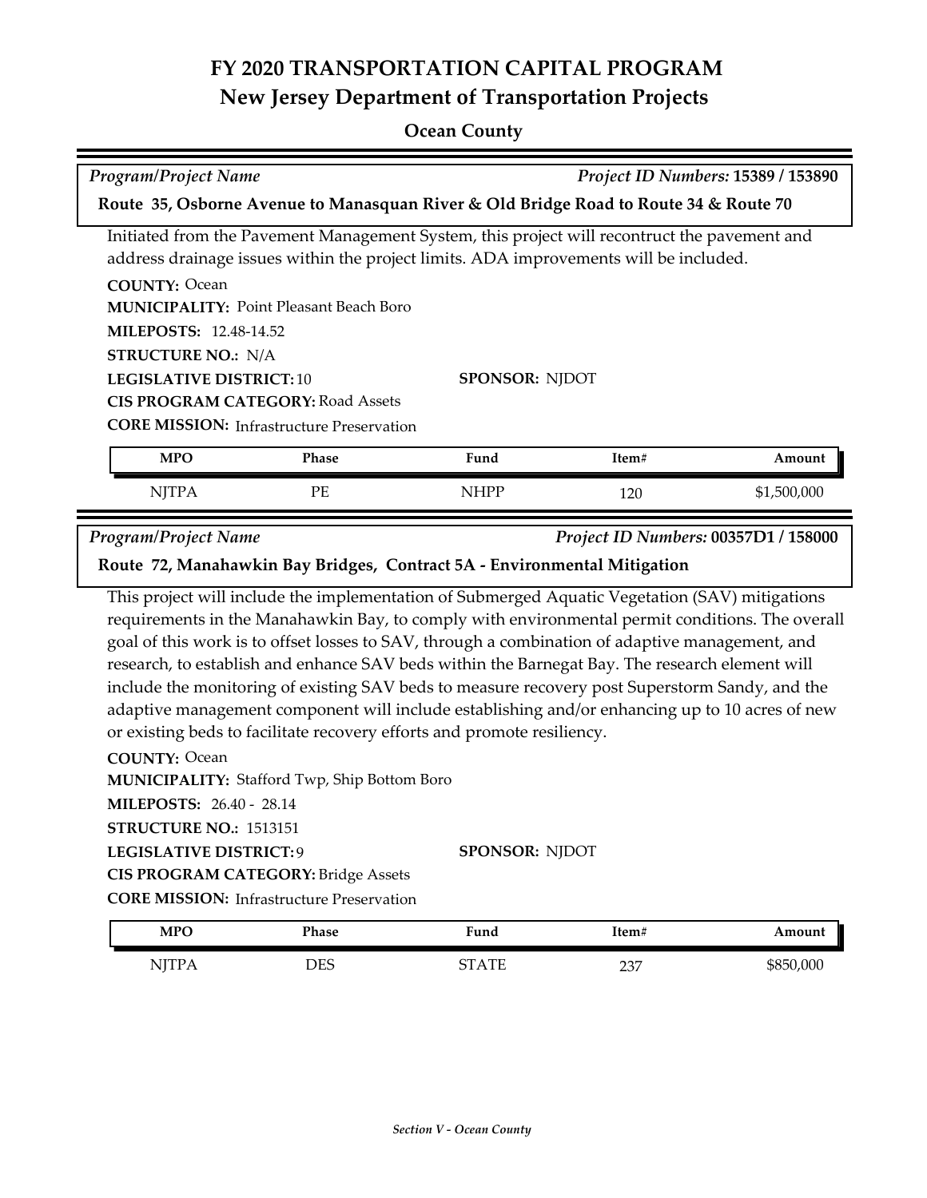# FY 2020 TRANSPORTATION CAPITAL PROGRAM
## New Jersey Department of Transportation Projects

### Ocean County

*Program/Project Name* — *Project ID Numbers:* **15389 / 153890**

**Route 35, Osborne Avenue to Manasquan River & Old Bridge Road to Route 34 & Route 70**

Initiated from the Pavement Management System, this project will recontruct the pavement and address drainage issues within the project limits. ADA improvements will be included.

**COUNTY:** Ocean
**MUNICIPALITY:** Point Pleasant Beach Boro
**MILEPOSTS:** 12.48-14.52
**STRUCTURE NO.:** N/A
**LEGISLATIVE DISTRICT:** 10
**SPONSOR:** NJDOT
**CIS PROGRAM CATEGORY:** Road Assets
**CORE MISSION:** Infrastructure Preservation

| MPO | Phase | Fund | Item# | Amount |
|---|---|---|---|---|
| NJTPA | PE | NHPP | 120 | $1,500,000 |

*Program/Project Name* — *Project ID Numbers:* **00357D1 / 158000**

**Route 72, Manahawkin Bay Bridges, Contract 5A - Environmental Mitigation**

This project will include the implementation of Submerged Aquatic Vegetation (SAV) mitigations requirements in the Manahawkin Bay, to comply with environmental permit conditions. The overall goal of this work is to offset losses to SAV, through a combination of adaptive management, and research, to establish and enhance SAV beds within the Barnegat Bay. The research element will include the monitoring of existing SAV beds to measure recovery post Superstorm Sandy, and the adaptive management component will include establishing and/or enhancing up to 10 acres of new or existing beds to facilitate recovery efforts and promote resiliency.

**COUNTY:** Ocean
**MUNICIPALITY:** Stafford Twp, Ship Bottom Boro
**MILEPOSTS:** 26.40 - 28.14
**STRUCTURE NO.:** 1513151
**LEGISLATIVE DISTRICT:** 9
**SPONSOR:** NJDOT
**CIS PROGRAM CATEGORY:** Bridge Assets
**CORE MISSION:** Infrastructure Preservation

| MPO | Phase | Fund | Item# | Amount |
|---|---|---|---|---|
| NJTPA | DES | STATE | 237 | $850,000 |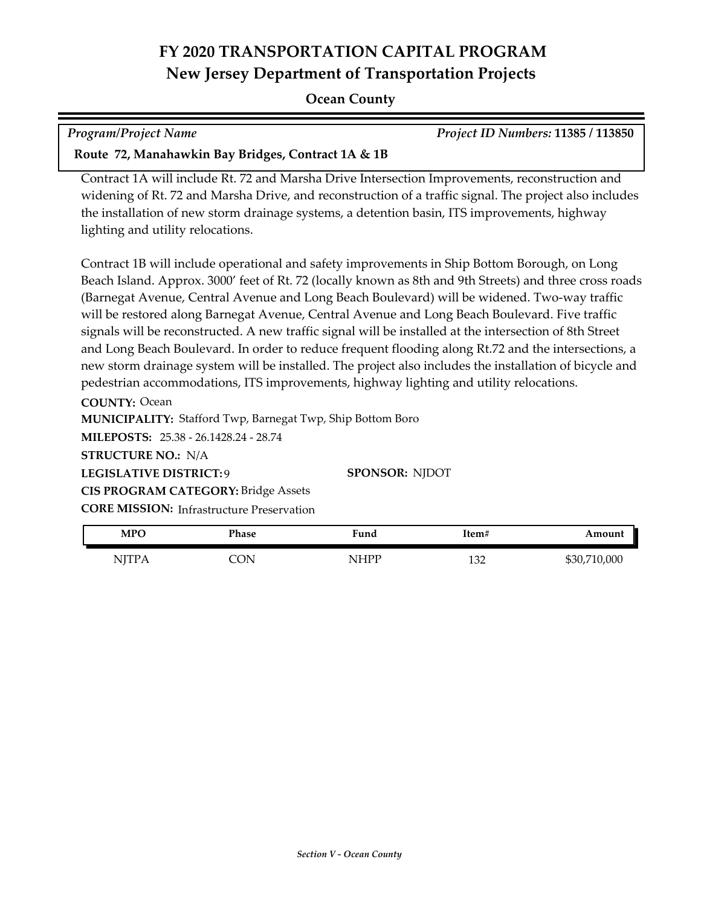# FY 2020 TRANSPORTATION CAPITAL PROGRAM
## New Jersey Department of Transportation Projects

**Ocean County**

*Program/Project Name* — *Project ID Numbers:* **11385 / 113850**

**Route 72, Manahawkin Bay Bridges, Contract 1A & 1B**

Contract 1A will include Rt. 72 and Marsha Drive Intersection Improvements, reconstruction and widening of Rt. 72 and Marsha Drive, and reconstruction of a traffic signal. The project also includes the installation of new storm drainage systems, a detention basin, ITS improvements, highway lighting and utility relocations.

Contract 1B will include operational and safety improvements in Ship Bottom Borough, on Long Beach Island. Approx. 3000' feet of Rt. 72 (locally known as 8th and 9th Streets) and three cross roads (Barnegat Avenue, Central Avenue and Long Beach Boulevard) will be widened. Two-way traffic will be restored along Barnegat Avenue, Central Avenue and Long Beach Boulevard. Five traffic signals will be reconstructed. A new traffic signal will be installed at the intersection of 8th Street and Long Beach Boulevard. In order to reduce frequent flooding along Rt.72 and the intersections, a new storm drainage system will be installed. The project also includes the installation of bicycle and pedestrian accommodations, ITS improvements, highway lighting and utility relocations.

**COUNTY:** Ocean
**MUNICIPALITY:** Stafford Twp, Barnegat Twp, Ship Bottom Boro
**MILEPOSTS:** 25.38 - 26.1428.24 - 28.74
**STRUCTURE NO.:** N/A
**LEGISLATIVE DISTRICT:** 9 **SPONSOR:** NJDOT
**CIS PROGRAM CATEGORY:** Bridge Assets
**CORE MISSION:** Infrastructure Preservation

| MPO | Phase | Fund | Item# | Amount |
|---|---|---|---|---|
| NJTPA | CON | NHPP | 132 | $30,710,000 |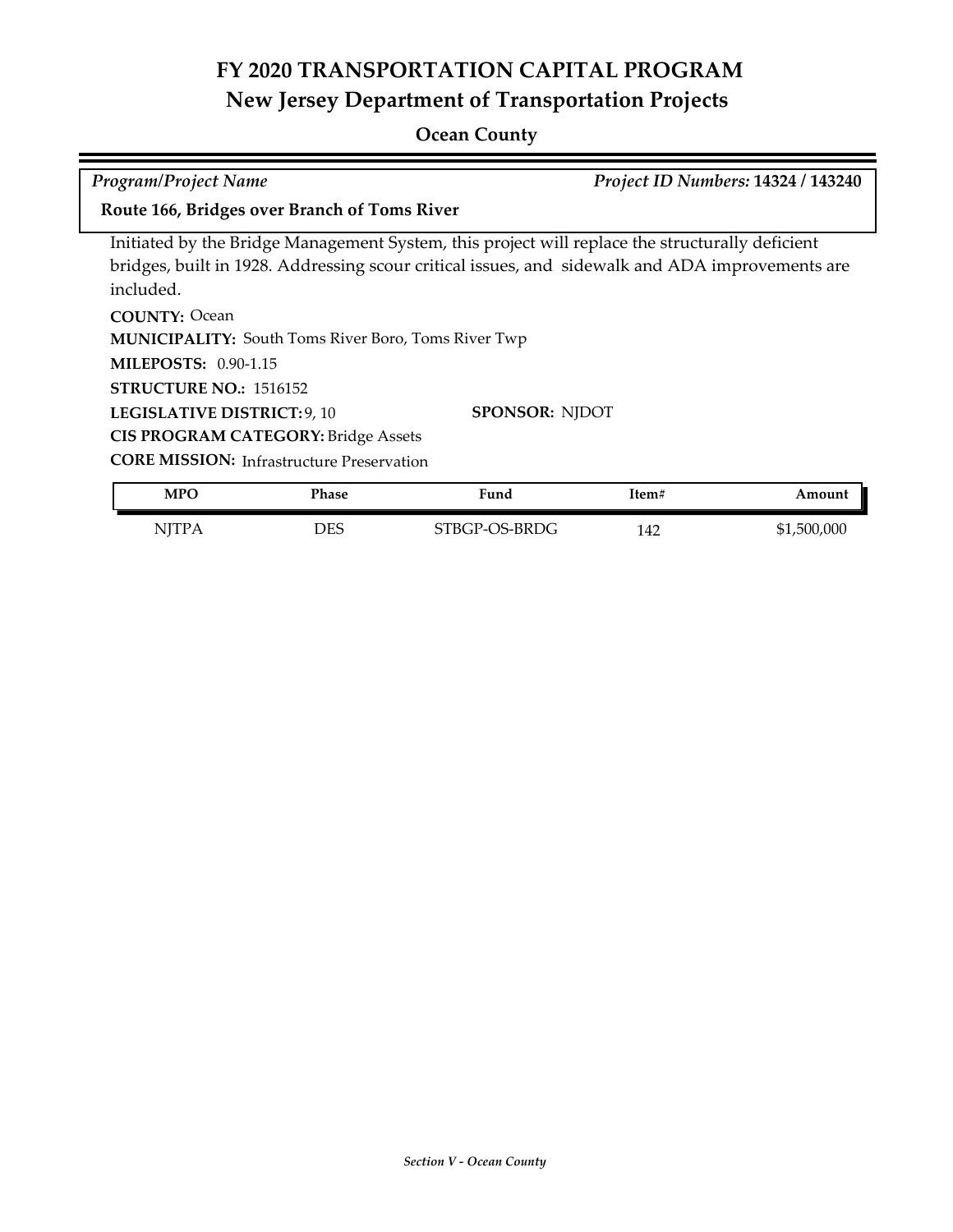# FY 2020 TRANSPORTATION CAPITAL PROGRAM
## New Jersey Department of Transportation Projects

### Ocean County

*Program/Project Name* *Project ID Numbers:* **14324 / 143240**

**Route 166, Bridges over Branch of Toms River**

Initiated by the Bridge Management System, this project will replace the structurally deficient bridges, built in 1928. Addressing scour critical issues, and sidewalk and ADA improvements are included.

**COUNTY:** Ocean
**MUNICIPALITY:** South Toms River Boro, Toms River Twp
**MILEPOSTS:** 0.90-1.15
**STRUCTURE NO.:** 1516152
**LEGISLATIVE DISTRICT:** 9, 10 **SPONSOR:** NJDOT
**CIS PROGRAM CATEGORY:** Bridge Assets
**CORE MISSION:** Infrastructure Preservation

| MPO | Phase | Fund | Item# | Amount |
|---|---|---|---|---|
| NJTPA | DES | STBGP-OS-BRDG | 142 | $1,500,000 |